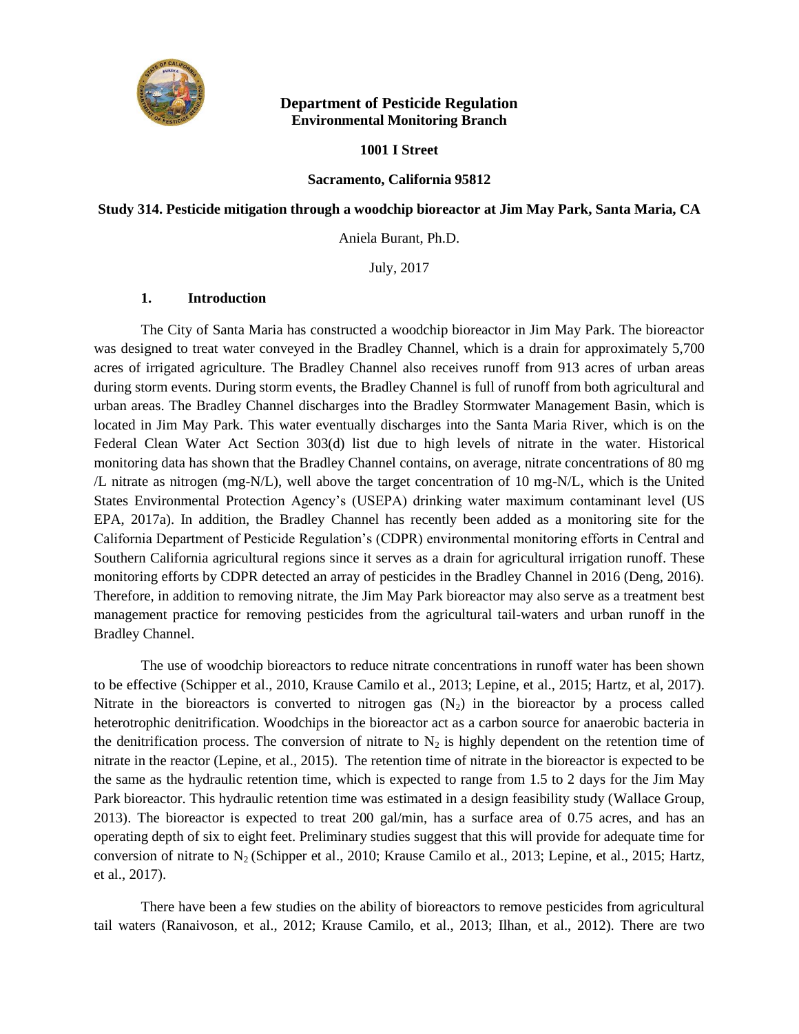**Department of Pesticide Regulation**
**Environmental Monitoring Branch**

**1001 I Street**

**Sacramento, California 95812**

# Study 314. Pesticide mitigation through a woodchip bioreactor at Jim May Park, Santa Maria, CA

Aniela Burant, Ph.D.

July, 2017

## 1. Introduction

The City of Santa Maria has constructed a woodchip bioreactor in Jim May Park. The bioreactor was designed to treat water conveyed in the Bradley Channel, which is a drain for approximately 5,700 acres of irrigated agriculture. The Bradley Channel also receives runoff from 913 acres of urban areas during storm events. During storm events, the Bradley Channel is full of runoff from both agricultural and urban areas. The Bradley Channel discharges into the Bradley Stormwater Management Basin, which is located in Jim May Park. This water eventually discharges into the Santa Maria River, which is on the Federal Clean Water Act Section 303(d) list due to high levels of nitrate in the water. Historical monitoring data has shown that the Bradley Channel contains, on average, nitrate concentrations of 80 mg /L nitrate as nitrogen (mg-N/L), well above the target concentration of 10 mg-N/L, which is the United States Environmental Protection Agency's (USEPA) drinking water maximum contaminant level (US EPA, 2017a). In addition, the Bradley Channel has recently been added as a monitoring site for the California Department of Pesticide Regulation's (CDPR) environmental monitoring efforts in Central and Southern California agricultural regions since it serves as a drain for agricultural irrigation runoff. These monitoring efforts by CDPR detected an array of pesticides in the Bradley Channel in 2016 (Deng, 2016). Therefore, in addition to removing nitrate, the Jim May Park bioreactor may also serve as a treatment best management practice for removing pesticides from the agricultural tail-waters and urban runoff in the Bradley Channel.

The use of woodchip bioreactors to reduce nitrate concentrations in runoff water has been shown to be effective (Schipper et al., 2010, Krause Camilo et al., 2013; Lepine, et al., 2015; Hartz, et al, 2017). Nitrate in the bioreactors is converted to nitrogen gas ($N_2$) in the bioreactor by a process called heterotrophic denitrification. Woodchips in the bioreactor act as a carbon source for anaerobic bacteria in the denitrification process. The conversion of nitrate to $N_2$ is highly dependent on the retention time of nitrate in the reactor (Lepine, et al., 2015). The retention time of nitrate in the bioreactor is expected to be the same as the hydraulic retention time, which is expected to range from 1.5 to 2 days for the Jim May Park bioreactor. This hydraulic retention time was estimated in a design feasibility study (Wallace Group, 2013). The bioreactor is expected to treat 200 gal/min, has a surface area of 0.75 acres, and has an operating depth of six to eight feet. Preliminary studies suggest that this will provide for adequate time for conversion of nitrate to $N_2$ (Schipper et al., 2010; Krause Camilo et al., 2013; Lepine, et al., 2015; Hartz, et al., 2017).

There have been a few studies on the ability of bioreactors to remove pesticides from agricultural tail waters (Ranaivoson, et al., 2012; Krause Camilo, et al., 2013; Ilhan, et al., 2012). There are two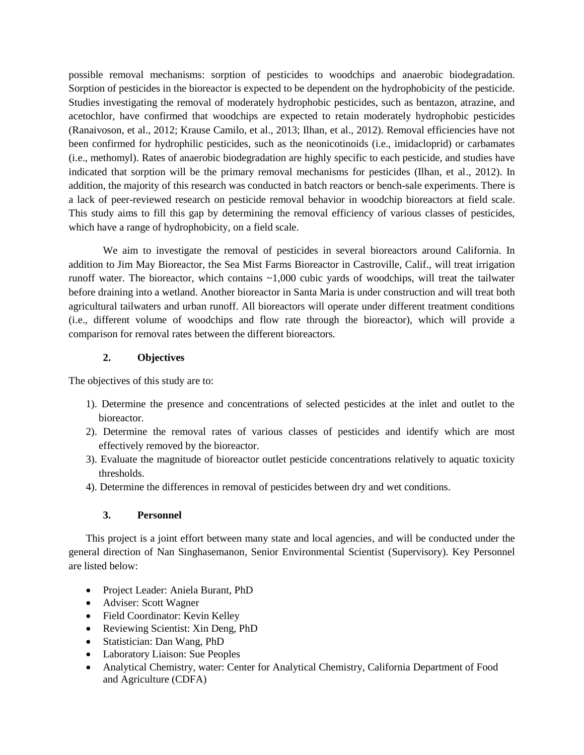possible removal mechanisms: sorption of pesticides to woodchips and anaerobic biodegradation. Sorption of pesticides in the bioreactor is expected to be dependent on the hydrophobicity of the pesticide. Studies investigating the removal of moderately hydrophobic pesticides, such as bentazon, atrazine, and acetochlor, have confirmed that woodchips are expected to retain moderately hydrophobic pesticides (Ranaivoson, et al., 2012; Krause Camilo, et al., 2013; Ilhan, et al., 2012). Removal efficiencies have not been confirmed for hydrophilic pesticides, such as the neonicotinoids (i.e., imidacloprid) or carbamates (i.e., methomyl). Rates of anaerobic biodegradation are highly specific to each pesticide, and studies have indicated that sorption will be the primary removal mechanisms for pesticides (Ilhan, et al., 2012). In addition, the majority of this research was conducted in batch reactors or bench-sale experiments. There is a lack of peer-reviewed research on pesticide removal behavior in woodchip bioreactors at field scale. This study aims to fill this gap by determining the removal efficiency of various classes of pesticides, which have a range of hydrophobicity, on a field scale.

We aim to investigate the removal of pesticides in several bioreactors around California. In addition to Jim May Bioreactor, the Sea Mist Farms Bioreactor in Castroville, Calif., will treat irrigation runoff water. The bioreactor, which contains ~1,000 cubic yards of woodchips, will treat the tailwater before draining into a wetland. Another bioreactor in Santa Maria is under construction and will treat both agricultural tailwaters and urban runoff. All bioreactors will operate under different treatment conditions (i.e., different volume of woodchips and flow rate through the bioreactor), which will provide a comparison for removal rates between the different bioreactors.

## 2. Objectives

The objectives of this study are to:

1). Determine the presence and concentrations of selected pesticides at the inlet and outlet to the bioreactor.
2). Determine the removal rates of various classes of pesticides and identify which are most effectively removed by the bioreactor.
3). Evaluate the magnitude of bioreactor outlet pesticide concentrations relatively to aquatic toxicity thresholds.
4). Determine the differences in removal of pesticides between dry and wet conditions.

## 3. Personnel

This project is a joint effort between many state and local agencies, and will be conducted under the general direction of Nan Singhasemanon, Senior Environmental Scientist (Supervisory). Key Personnel are listed below:

- Project Leader: Aniela Burant, PhD
- Adviser: Scott Wagner
- Field Coordinator: Kevin Kelley
- Reviewing Scientist: Xin Deng, PhD
- Statistician: Dan Wang, PhD
- Laboratory Liaison: Sue Peoples
- Analytical Chemistry, water: Center for Analytical Chemistry, California Department of Food and Agriculture (CDFA)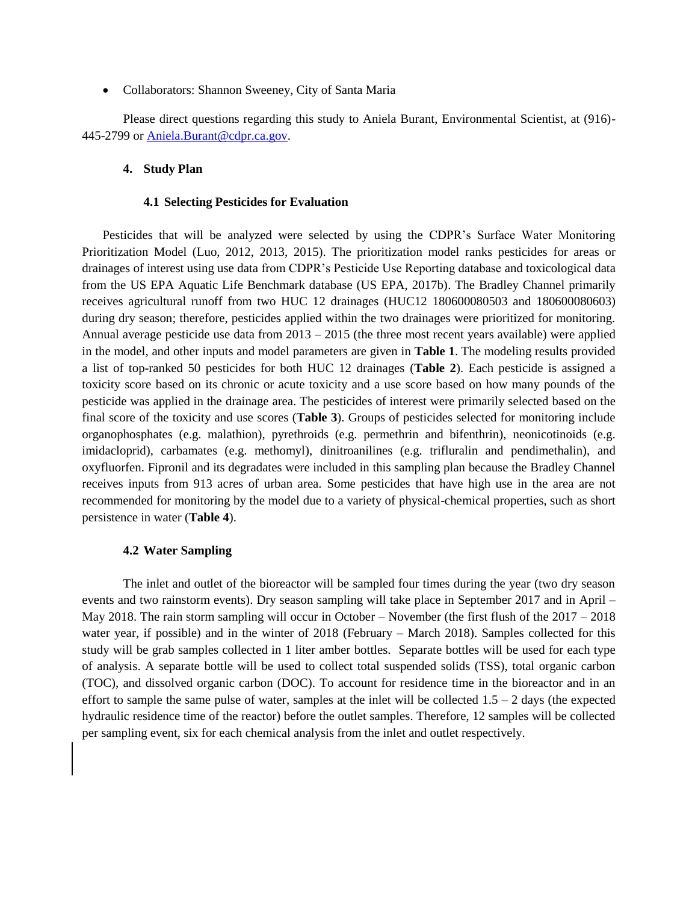- Collaborators: Shannon Sweeney, City of Santa Maria

Please direct questions regarding this study to Aniela Burant, Environmental Scientist, at (916)-445-2799 or [Aniela.Burant@cdpr.ca.gov](mailto:Aniela.Burant@cdpr.ca.gov).

## 4. Study Plan

### 4.1 Selecting Pesticides for Evaluation

Pesticides that will be analyzed were selected by using the CDPR's Surface Water Monitoring Prioritization Model (Luo, 2012, 2013, 2015). The prioritization model ranks pesticides for areas or drainages of interest using use data from CDPR's Pesticide Use Reporting database and toxicological data from the US EPA Aquatic Life Benchmark database (US EPA, 2017b). The Bradley Channel primarily receives agricultural runoff from two HUC 12 drainages (HUC12 180600080503 and 180600080603) during dry season; therefore, pesticides applied within the two drainages were prioritized for monitoring. Annual average pesticide use data from 2013 – 2015 (the three most recent years available) were applied in the model, and other inputs and model parameters are given in **Table 1**. The modeling results provided a list of top-ranked 50 pesticides for both HUC 12 drainages (**Table 2**). Each pesticide is assigned a toxicity score based on its chronic or acute toxicity and a use score based on how many pounds of the pesticide was applied in the drainage area. The pesticides of interest were primarily selected based on the final score of the toxicity and use scores (**Table 3**). Groups of pesticides selected for monitoring include organophosphates (e.g. malathion), pyrethroids (e.g. permethrin and bifenthrin), neonicotinoids (e.g. imidacloprid), carbamates (e.g. methomyl), dinitroanilines (e.g. trifluralin and pendimethalin), and oxyfluorfen. Fipronil and its degradates were included in this sampling plan because the Bradley Channel receives inputs from 913 acres of urban area. Some pesticides that have high use in the area are not recommended for monitoring by the model due to a variety of physical-chemical properties, such as short persistence in water (**Table 4**).

### 4.2 Water Sampling

The inlet and outlet of the bioreactor will be sampled four times during the year (two dry season events and two rainstorm events). Dry season sampling will take place in September 2017 and in April – May 2018. The rain storm sampling will occur in October – November (the first flush of the 2017 – 2018 water year, if possible) and in the winter of 2018 (February – March 2018). Samples collected for this study will be grab samples collected in 1 liter amber bottles. Separate bottles will be used for each type of analysis. A separate bottle will be used to collect total suspended solids (TSS), total organic carbon (TOC), and dissolved organic carbon (DOC). To account for residence time in the bioreactor and in an effort to sample the same pulse of water, samples at the inlet will be collected 1.5 – 2 days (the expected hydraulic residence time of the reactor) before the outlet samples. Therefore, 12 samples will be collected per sampling event, six for each chemical analysis from the inlet and outlet respectively.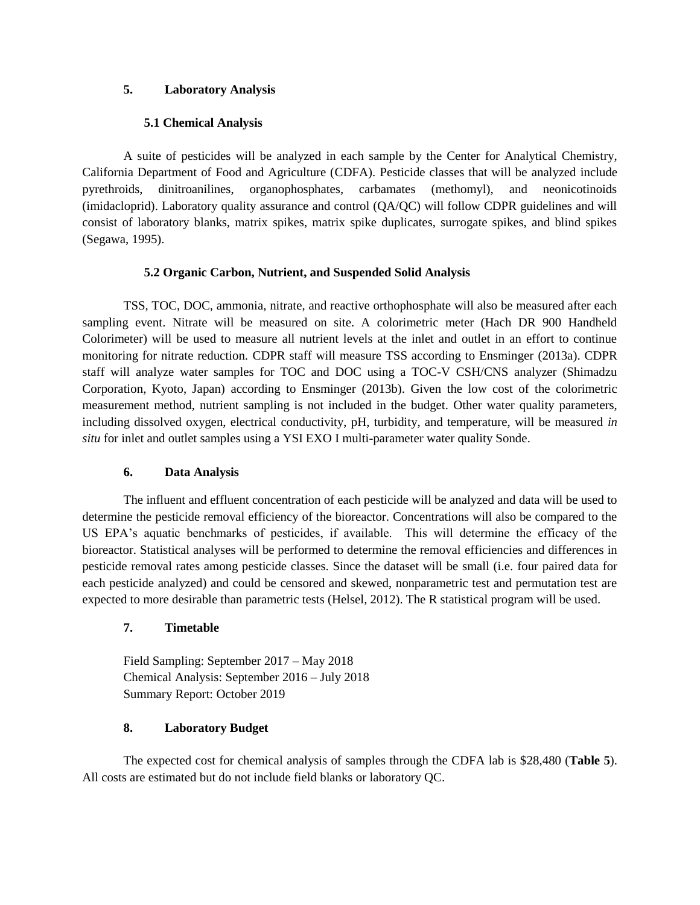## 5. Laboratory Analysis

### 5.1 Chemical Analysis

A suite of pesticides will be analyzed in each sample by the Center for Analytical Chemistry, California Department of Food and Agriculture (CDFA). Pesticide classes that will be analyzed include pyrethroids, dinitroanilines, organophosphates, carbamates (methomyl), and neonicotinoids (imidacloprid). Laboratory quality assurance and control (QA/QC) will follow CDPR guidelines and will consist of laboratory blanks, matrix spikes, matrix spike duplicates, surrogate spikes, and blind spikes (Segawa, 1995).

### 5.2 Organic Carbon, Nutrient, and Suspended Solid Analysis

TSS, TOC, DOC, ammonia, nitrate, and reactive orthophosphate will also be measured after each sampling event. Nitrate will be measured on site. A colorimetric meter (Hach DR 900 Handheld Colorimeter) will be used to measure all nutrient levels at the inlet and outlet in an effort to continue monitoring for nitrate reduction. CDPR staff will measure TSS according to Ensminger (2013a). CDPR staff will analyze water samples for TOC and DOC using a TOC-V CSH/CNS analyzer (Shimadzu Corporation, Kyoto, Japan) according to Ensminger (2013b). Given the low cost of the colorimetric measurement method, nutrient sampling is not included in the budget. Other water quality parameters, including dissolved oxygen, electrical conductivity, pH, turbidity, and temperature, will be measured *in situ* for inlet and outlet samples using a YSI EXO I multi-parameter water quality Sonde.

## 6. Data Analysis

The influent and effluent concentration of each pesticide will be analyzed and data will be used to determine the pesticide removal efficiency of the bioreactor. Concentrations will also be compared to the US EPA's aquatic benchmarks of pesticides, if available. This will determine the efficacy of the bioreactor. Statistical analyses will be performed to determine the removal efficiencies and differences in pesticide removal rates among pesticide classes. Since the dataset will be small (i.e. four paired data for each pesticide analyzed) and could be censored and skewed, nonparametric test and permutation test are expected to more desirable than parametric tests (Helsel, 2012). The R statistical program will be used.

## 7. Timetable

Field Sampling: September 2017 – May 2018
Chemical Analysis: September 2016 – July 2018
Summary Report: October 2019

## 8. Laboratory Budget

The expected cost for chemical analysis of samples through the CDFA lab is $28,480 (**Table 5**). All costs are estimated but do not include field blanks or laboratory QC.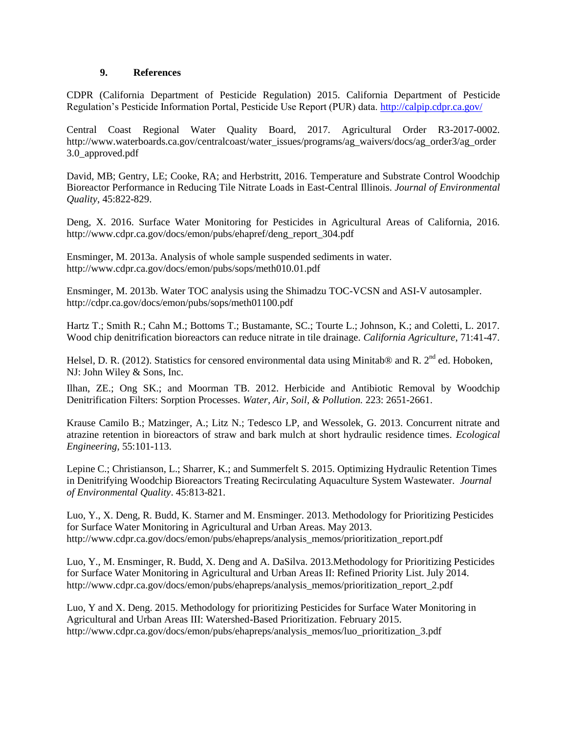## 9. References

CDPR (California Department of Pesticide Regulation) 2015. California Department of Pesticide Regulation's Pesticide Information Portal, Pesticide Use Report (PUR) data. http://calpip.cdpr.ca.gov/

Central Coast Regional Water Quality Board, 2017. Agricultural Order R3-2017-0002. http://www.waterboards.ca.gov/centralcoast/water_issues/programs/ag_waivers/docs/ag_order3/ag_order3.0_approved.pdf

David, MB; Gentry, LE; Cooke, RA; and Herbstritt, 2016. Temperature and Substrate Control Woodchip Bioreactor Performance in Reducing Tile Nitrate Loads in East-Central Illinois. *Journal of Environmental Quality*, 45:822-829.

Deng, X. 2016. Surface Water Monitoring for Pesticides in Agricultural Areas of California, 2016. http://www.cdpr.ca.gov/docs/emon/pubs/ehapref/deng_report_304.pdf

Ensminger, M. 2013a. Analysis of whole sample suspended sediments in water. http://www.cdpr.ca.gov/docs/emon/pubs/sops/meth010.01.pdf

Ensminger, M. 2013b. Water TOC analysis using the Shimadzu TOC-VCSN and ASI-V autosampler. http://cdpr.ca.gov/docs/emon/pubs/sops/meth01100.pdf

Hartz T.; Smith R.; Cahn M.; Bottoms T.; Bustamante, SC.; Tourte L.; Johnson, K.; and Coletti, L. 2017. Wood chip denitrification bioreactors can reduce nitrate in tile drainage. *California Agriculture*, 71:41-47.

Helsel, D. R. (2012). Statistics for censored environmental data using Minitab® and R. 2nd ed. Hoboken, NJ: John Wiley & Sons, Inc.

Ilhan, ZE.; Ong SK.; and Moorman TB. 2012. Herbicide and Antibiotic Removal by Woodchip Denitrification Filters: Sorption Processes. *Water, Air, Soil, & Pollution.* 223: 2651-2661.

Krause Camilo B.; Matzinger, A.; Litz N.; Tedesco LP, and Wessolek, G. 2013. Concurrent nitrate and atrazine retention in bioreactors of straw and bark mulch at short hydraulic residence times. *Ecological Engineering*, 55:101-113.

Lepine C.; Christianson, L.; Sharrer, K.; and Summerfelt S. 2015. Optimizing Hydraulic Retention Times in Denitrifying Woodchip Bioreactors Treating Recirculating Aquaculture System Wastewater. *Journal of Environmental Quality*. 45:813-821.

Luo, Y., X. Deng, R. Budd, K. Starner and M. Ensminger. 2013. Methodology for Prioritizing Pesticides for Surface Water Monitoring in Agricultural and Urban Areas. May 2013. http://www.cdpr.ca.gov/docs/emon/pubs/ehapreps/analysis_memos/prioritization_report.pdf

Luo, Y., M. Ensminger, R. Budd, X. Deng and A. DaSilva. 2013.Methodology for Prioritizing Pesticides for Surface Water Monitoring in Agricultural and Urban Areas II: Refined Priority List. July 2014. http://www.cdpr.ca.gov/docs/emon/pubs/ehapreps/analysis_memos/prioritization_report_2.pdf

Luo, Y and X. Deng. 2015. Methodology for prioritizing Pesticides for Surface Water Monitoring in Agricultural and Urban Areas III: Watershed-Based Prioritization. February 2015. http://www.cdpr.ca.gov/docs/emon/pubs/ehapreps/analysis_memos/luo_prioritization_3.pdf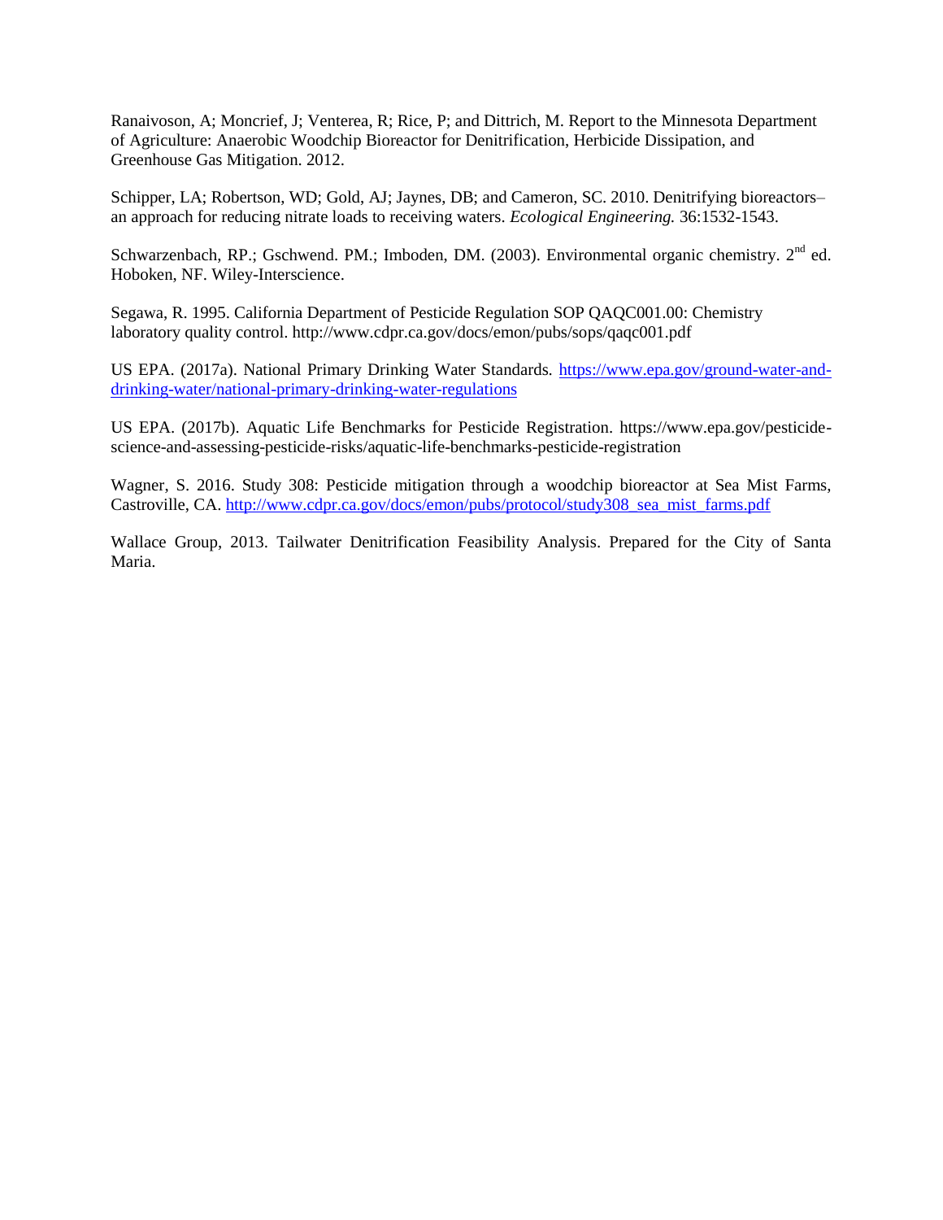Ranaivoson, A; Moncrief, J; Venterea, R; Rice, P; and Dittrich, M. Report to the Minnesota Department of Agriculture: Anaerobic Woodchip Bioreactor for Denitrification, Herbicide Dissipation, and Greenhouse Gas Mitigation. 2012.

Schipper, LA; Robertson, WD; Gold, AJ; Jaynes, DB; and Cameron, SC. 2010. Denitrifying bioreactors–an approach for reducing nitrate loads to receiving waters. *Ecological Engineering.* 36:1532-1543.

Schwarzenbach, RP.; Gschwend. PM.; Imboden, DM. (2003). Environmental organic chemistry. 2nd ed. Hoboken, NF. Wiley-Interscience.

Segawa, R. 1995. California Department of Pesticide Regulation SOP QAQC001.00: Chemistry laboratory quality control. http://www.cdpr.ca.gov/docs/emon/pubs/sops/qaqc001.pdf

US EPA. (2017a). National Primary Drinking Water Standards. [https://www.epa.gov/ground-water-and-drinking-water/national-primary-drinking-water-regulations](https://www.epa.gov/ground-water-and-drinking-water/national-primary-drinking-water-regulations)

US EPA. (2017b). Aquatic Life Benchmarks for Pesticide Registration. https://www.epa.gov/pesticide-science-and-assessing-pesticide-risks/aquatic-life-benchmarks-pesticide-registration

Wagner, S. 2016. Study 308: Pesticide mitigation through a woodchip bioreactor at Sea Mist Farms, Castroville, CA. [http://www.cdpr.ca.gov/docs/emon/pubs/protocol/study308_sea_mist_farms.pdf](http://www.cdpr.ca.gov/docs/emon/pubs/protocol/study308_sea_mist_farms.pdf)

Wallace Group, 2013. Tailwater Denitrification Feasibility Analysis. Prepared for the City of Santa Maria.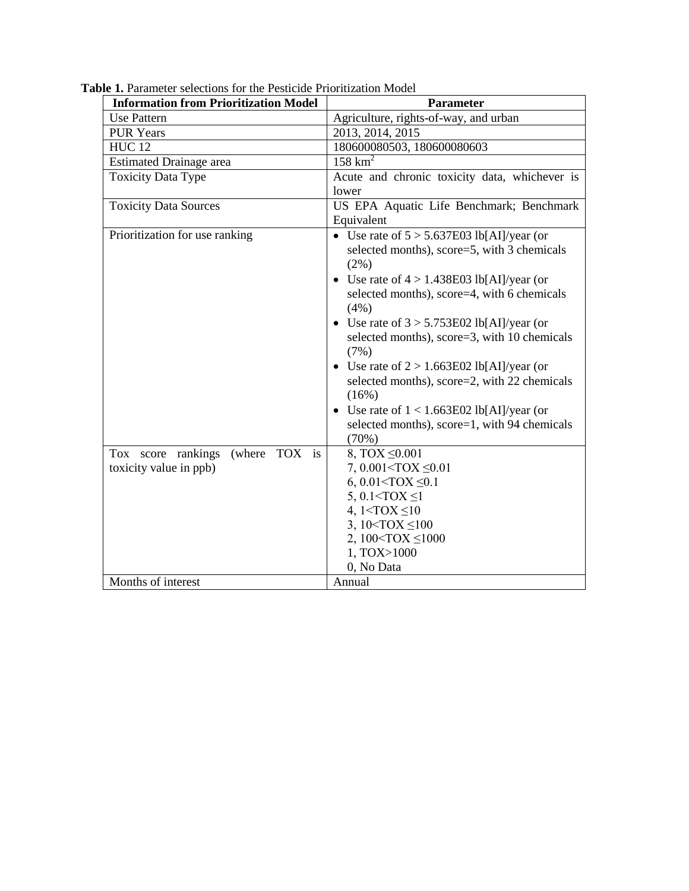**Table 1.** Parameter selections for the Pesticide Prioritization Model

| Information from Prioritization Model | Parameter |
|---|---|
| Use Pattern | Agriculture, rights-of-way, and urban |
| PUR Years | 2013, 2014, 2015 |
| HUC 12 | 180600080503, 180600080603 |
| Estimated Drainage area | 158 $km^2$ |
| Toxicity Data Type | Acute and chronic toxicity data, whichever is lower |
| Toxicity Data Sources | US EPA Aquatic Life Benchmark; Benchmark Equivalent |
| Prioritization for use ranking | • Use rate of 5 > 5.637E03 lb[AI]/year (or selected months), score=5, with 3 chemicals (2%)<br>• Use rate of 4 > 1.438E03 lb[AI]/year (or selected months), score=4, with 6 chemicals (4%)<br>• Use rate of 3 > 5.753E02 lb[AI]/year (or selected months), score=3, with 10 chemicals (7%)<br>• Use rate of 2 > 1.663E02 lb[AI]/year (or selected months), score=2, with 22 chemicals (16%)<br>• Use rate of 1 < 1.663E02 lb[AI]/year (or selected months), score=1, with 94 chemicals (70%) |
| Tox score rankings (where TOX is toxicity value in ppb) | 8, TOX ≤0.001<br>7, 0.001<TOX ≤0.01<br>6, 0.01<TOX ≤0.1<br>5, 0.1<TOX ≤1<br>4, 1<TOX ≤10<br>3, 10<TOX ≤100<br>2, 100<TOX ≤1000<br>1, TOX>1000<br>0, No Data |
| Months of interest | Annual |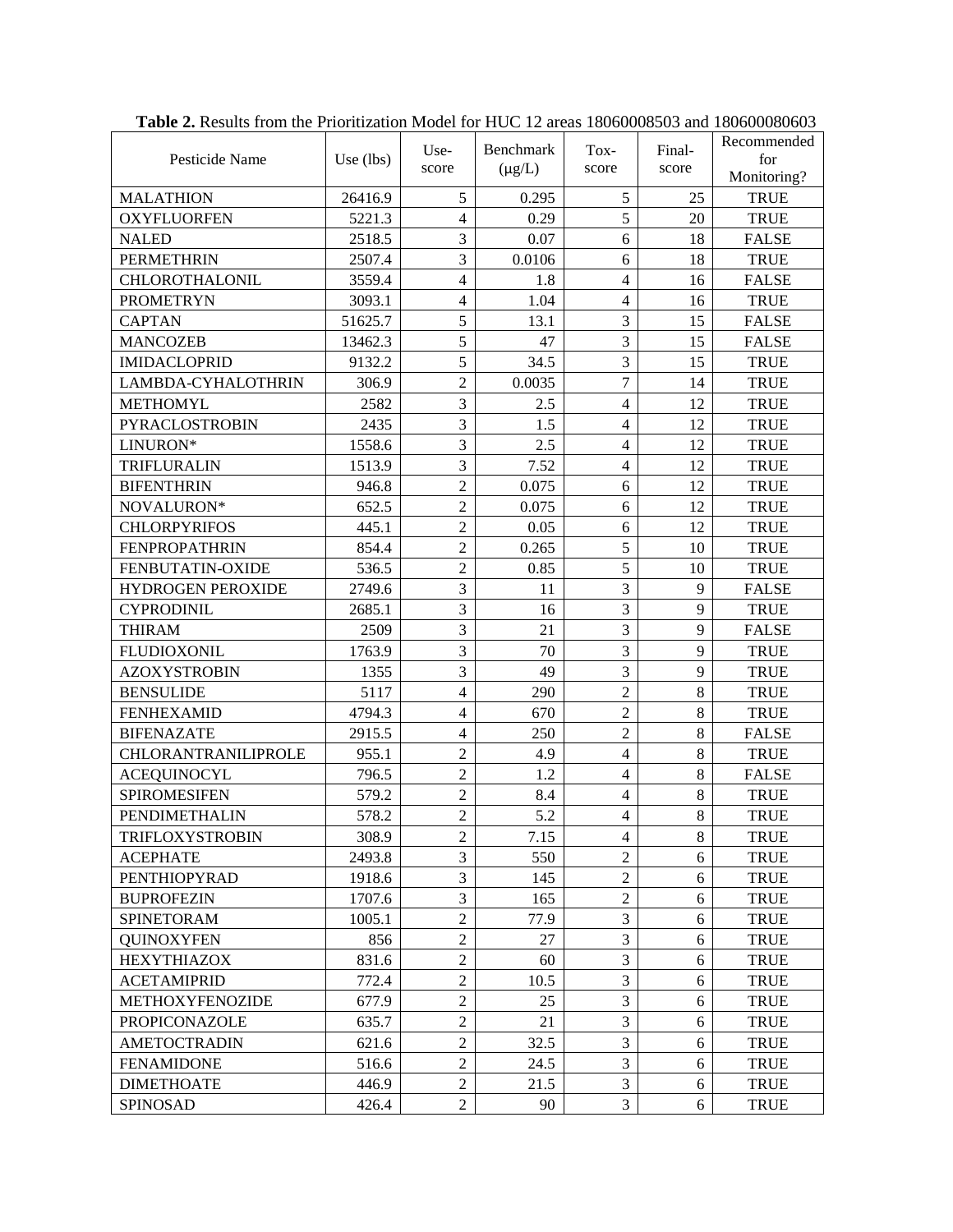**Table 2.** Results from the Prioritization Model for HUC 12 areas 18060008503 and 180600080603

| Pesticide Name | Use (lbs) | Use-score | Benchmark (µg/L) | Tox-score | Final-score | Recommended for Monitoring? |
|---|---|---|---|---|---|---|
| MALATHION | 26416.9 | 5 | 0.295 | 5 | 25 | TRUE |
| OXYFLUORFEN | 5221.3 | 4 | 0.29 | 5 | 20 | TRUE |
| NALED | 2518.5 | 3 | 0.07 | 6 | 18 | FALSE |
| PERMETHRIN | 2507.4 | 3 | 0.0106 | 6 | 18 | TRUE |
| CHLOROTHALONIL | 3559.4 | 4 | 1.8 | 4 | 16 | FALSE |
| PROMETRYN | 3093.1 | 4 | 1.04 | 4 | 16 | TRUE |
| CAPTAN | 51625.7 | 5 | 13.1 | 3 | 15 | FALSE |
| MANCOZEB | 13462.3 | 5 | 47 | 3 | 15 | FALSE |
| IMIDACLOPRID | 9132.2 | 5 | 34.5 | 3 | 15 | TRUE |
| LAMBDA-CYHALOTHRIN | 306.9 | 2 | 0.0035 | 7 | 14 | TRUE |
| METHOMYL | 2582 | 3 | 2.5 | 4 | 12 | TRUE |
| PYRACLOSTROBIN | 2435 | 3 | 1.5 | 4 | 12 | TRUE |
| LINURON* | 1558.6 | 3 | 2.5 | 4 | 12 | TRUE |
| TRIFLURALIN | 1513.9 | 3 | 7.52 | 4 | 12 | TRUE |
| BIFENTHRIN | 946.8 | 2 | 0.075 | 6 | 12 | TRUE |
| NOVALURON* | 652.5 | 2 | 0.075 | 6 | 12 | TRUE |
| CHLORPYRIFOS | 445.1 | 2 | 0.05 | 6 | 12 | TRUE |
| FENPROPATHRIN | 854.4 | 2 | 0.265 | 5 | 10 | TRUE |
| FENBUTATIN-OXIDE | 536.5 | 2 | 0.85 | 5 | 10 | TRUE |
| HYDROGEN PEROXIDE | 2749.6 | 3 | 11 | 3 | 9 | FALSE |
| CYPRODINIL | 2685.1 | 3 | 16 | 3 | 9 | TRUE |
| THIRAM | 2509 | 3 | 21 | 3 | 9 | FALSE |
| FLUDIOXONIL | 1763.9 | 3 | 70 | 3 | 9 | TRUE |
| AZOXYSTROBIN | 1355 | 3 | 49 | 3 | 9 | TRUE |
| BENSULIDE | 5117 | 4 | 290 | 2 | 8 | TRUE |
| FENHEXAMID | 4794.3 | 4 | 670 | 2 | 8 | TRUE |
| BIFENAZATE | 2915.5 | 4 | 250 | 2 | 8 | FALSE |
| CHLORANTRANILIPROLE | 955.1 | 2 | 4.9 | 4 | 8 | TRUE |
| ACEQUINOCYL | 796.5 | 2 | 1.2 | 4 | 8 | FALSE |
| SPIROMESIFEN | 579.2 | 2 | 8.4 | 4 | 8 | TRUE |
| PENDIMETHALIN | 578.2 | 2 | 5.2 | 4 | 8 | TRUE |
| TRIFLOXYSTROBIN | 308.9 | 2 | 7.15 | 4 | 8 | TRUE |
| ACEPHATE | 2493.8 | 3 | 550 | 2 | 6 | TRUE |
| PENTHIOPYRAD | 1918.6 | 3 | 145 | 2 | 6 | TRUE |
| BUPROFEZIN | 1707.6 | 3 | 165 | 2 | 6 | TRUE |
| SPINETORAM | 1005.1 | 2 | 77.9 | 3 | 6 | TRUE |
| QUINOXYFEN | 856 | 2 | 27 | 3 | 6 | TRUE |
| HEXYTHIAZOX | 831.6 | 2 | 60 | 3 | 6 | TRUE |
| ACETAMIPRID | 772.4 | 2 | 10.5 | 3 | 6 | TRUE |
| METHOXYFENOZIDE | 677.9 | 2 | 25 | 3 | 6 | TRUE |
| PROPICONAZOLE | 635.7 | 2 | 21 | 3 | 6 | TRUE |
| AMETOCTRADIN | 621.6 | 2 | 32.5 | 3 | 6 | TRUE |
| FENAMIDONE | 516.6 | 2 | 24.5 | 3 | 6 | TRUE |
| DIMETHOATE | 446.9 | 2 | 21.5 | 3 | 6 | TRUE |
| SPINOSAD | 426.4 | 2 | 90 | 3 | 6 | TRUE |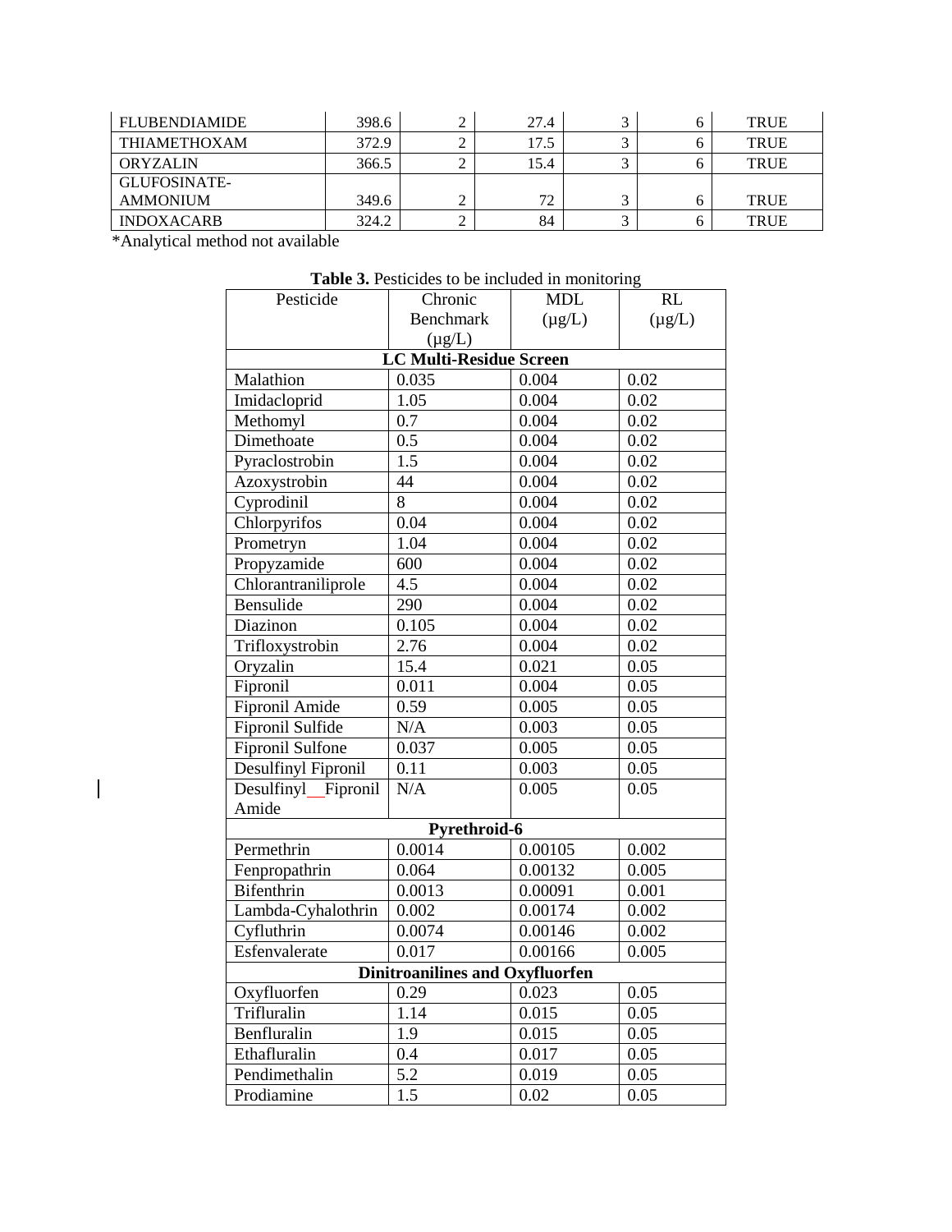| | | | | | | |
|---|---|---|---|---|---|---|
| FLUBENDIAMIDE | 398.6 | 2 | 27.4 | 3 | 6 | TRUE |
| THIAMETHOXAM | 372.9 | 2 | 17.5 | 3 | 6 | TRUE |
| ORYZALIN | 366.5 | 2 | 15.4 | 3 | 6 | TRUE |
| GLUFOSINATE-AMMONIUM | 349.6 | 2 | 72 | 3 | 6 | TRUE |
| INDOXACARB | 324.2 | 2 | 84 | 3 | 6 | TRUE |

*Analytical method not available

**Table 3.** Pesticides to be included in monitoring

| Pesticide | Chronic Benchmark (µg/L) | MDL (µg/L) | RL (µg/L) |
|---|---|---|---|
| **LC Multi-Residue Screen** | | | |
| Malathion | 0.035 | 0.004 | 0.02 |
| Imidacloprid | 1.05 | 0.004 | 0.02 |
| Methomyl | 0.7 | 0.004 | 0.02 |
| Dimethoate | 0.5 | 0.004 | 0.02 |
| Pyraclostrobin | 1.5 | 0.004 | 0.02 |
| Azoxystrobin | 44 | 0.004 | 0.02 |
| Cyprodinil | 8 | 0.004 | 0.02 |
| Chlorpyrifos | 0.04 | 0.004 | 0.02 |
| Prometryn | 1.04 | 0.004 | 0.02 |
| Propyzamide | 600 | 0.004 | 0.02 |
| Chlorantraniliprole | 4.5 | 0.004 | 0.02 |
| Bensulide | 290 | 0.004 | 0.02 |
| Diazinon | 0.105 | 0.004 | 0.02 |
| Trifloxystrobin | 2.76 | 0.004 | 0.02 |
| Oryzalin | 15.4 | 0.021 | 0.05 |
| Fipronil | 0.011 | 0.004 | 0.05 |
| Fipronil Amide | 0.59 | 0.005 | 0.05 |
| Fipronil Sulfide | N/A | 0.003 | 0.05 |
| Fipronil Sulfone | 0.037 | 0.005 | 0.05 |
| Desulfinyl Fipronil | 0.11 | 0.003 | 0.05 |
| Desulfinyl Fipronil Amide | N/A | 0.005 | 0.05 |
| **Pyrethroid-6** | | | |
| Permethrin | 0.0014 | 0.00105 | 0.002 |
| Fenpropathrin | 0.064 | 0.00132 | 0.005 |
| Bifenthrin | 0.0013 | 0.00091 | 0.001 |
| Lambda-Cyhalothrin | 0.002 | 0.00174 | 0.002 |
| Cyfluthrin | 0.0074 | 0.00146 | 0.002 |
| Esfenvalerate | 0.017 | 0.00166 | 0.005 |
| **Dinitroanilines and Oxyfluorfen** | | | |
| Oxyfluorfen | 0.29 | 0.023 | 0.05 |
| Trifluralin | 1.14 | 0.015 | 0.05 |
| Benfluralin | 1.9 | 0.015 | 0.05 |
| Ethafluralin | 0.4 | 0.017 | 0.05 |
| Pendimethalin | 5.2 | 0.019 | 0.05 |
| Prodiamine | 1.5 | 0.02 | 0.05 |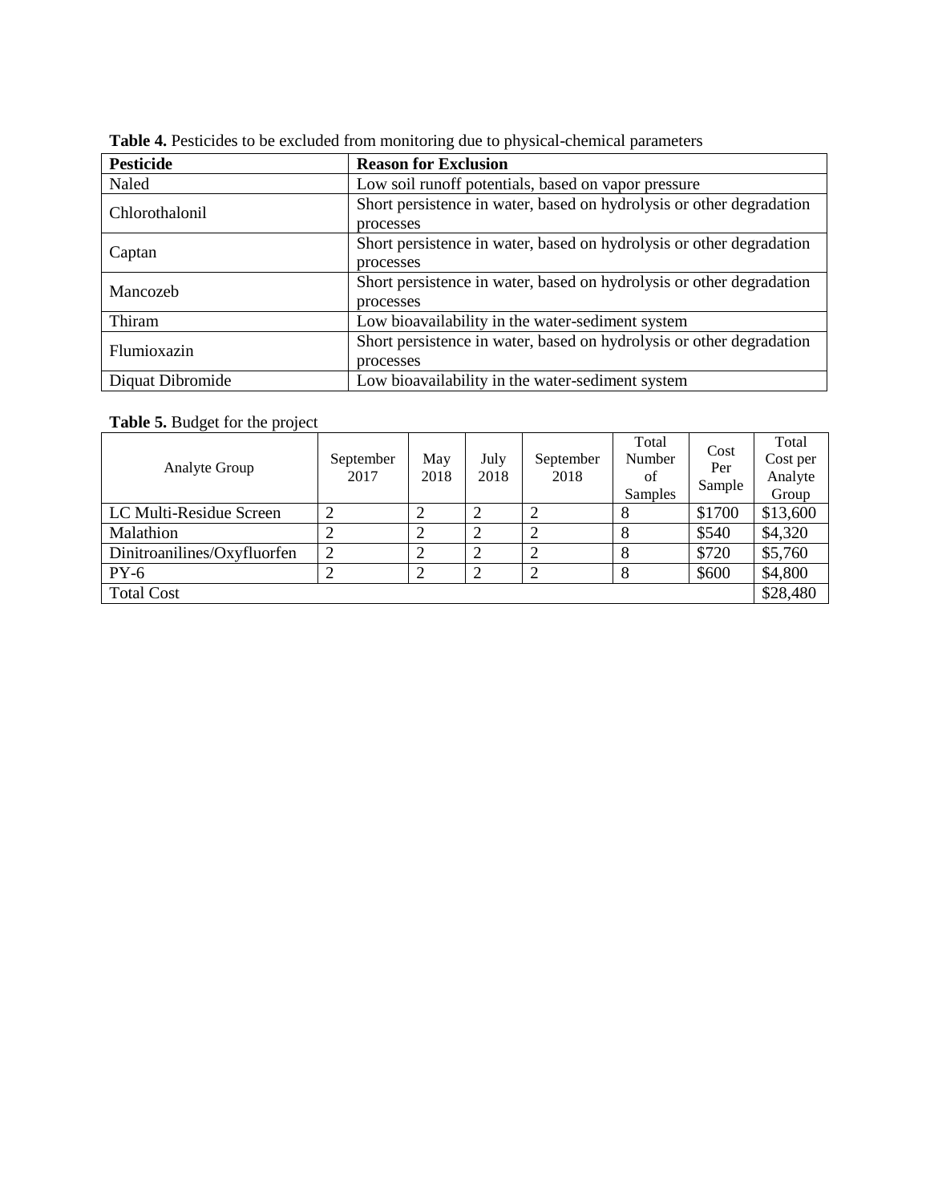**Table 4.** Pesticides to be excluded from monitoring due to physical-chemical parameters

| Pesticide | Reason for Exclusion |
|---|---|
| Naled | Low soil runoff potentials, based on vapor pressure |
| Chlorothalonil | Short persistence in water, based on hydrolysis or other degradation processes |
| Captan | Short persistence in water, based on hydrolysis or other degradation processes |
| Mancozeb | Short persistence in water, based on hydrolysis or other degradation processes |
| Thiram | Low bioavailability in the water-sediment system |
| Flumioxazin | Short persistence in water, based on hydrolysis or other degradation processes |
| Diquat Dibromide | Low bioavailability in the water-sediment system |

**Table 5.** Budget for the project

| Analyte Group | September 2017 | May 2018 | July 2018 | September 2018 | Total Number of Samples | Cost Per Sample | Total Cost per Analyte Group |
|---|---|---|---|---|---|---|---|
| LC Multi-Residue Screen | 2 | 2 | 2 | 2 | 8 | $1700 | $13,600 |
| Malathion | 2 | 2 | 2 | 2 | 8 | $540 | $4,320 |
| Dinitroanilines/Oxyfluorfen | 2 | 2 | 2 | 2 | 8 | $720 | $5,760 |
| PY-6 | 2 | 2 | 2 | 2 | 8 | $600 | $4,800 |
| Total Cost | | | | | | | $28,480 |